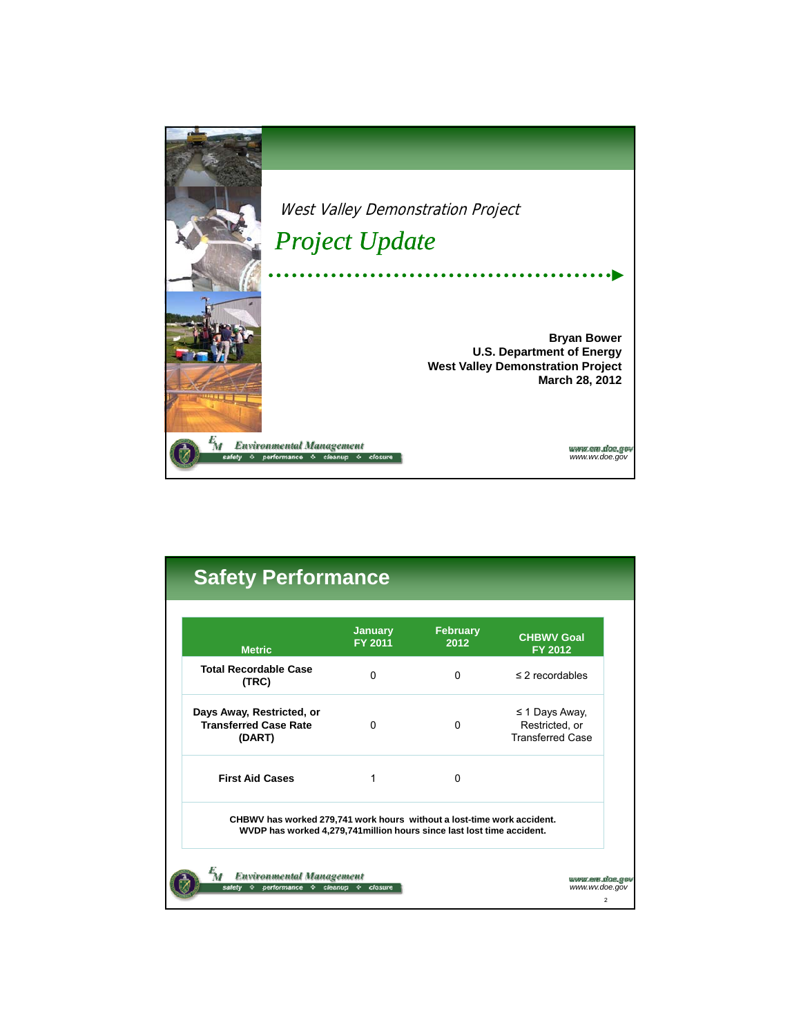West Valley Demonstration Project

# Project Update

**Bryan Bower**
**U.S. Department of Energy**
**West Valley Demonstration Project**
**March 28, 2012**

## Safety Performance

| Metric | January FY 2011 | February 2012 | CHBWV Goal FY 2012 |
|---|---|---|---|
| **Total Recordable Case (TRC)** | 0 | 0 | ≤ 2 recordables |
| **Days Away, Restricted, or Transferred Case Rate (DART)** | 0 | 0 | ≤ 1 Days Away, Restricted, or Transferred Case |
| **First Aid Cases** | 1 | 0 | |

**CHBWV has worked 279,741 work hours without a lost-time work accident.**
**WVDP has worked 4,279,741million hours since last lost time accident.**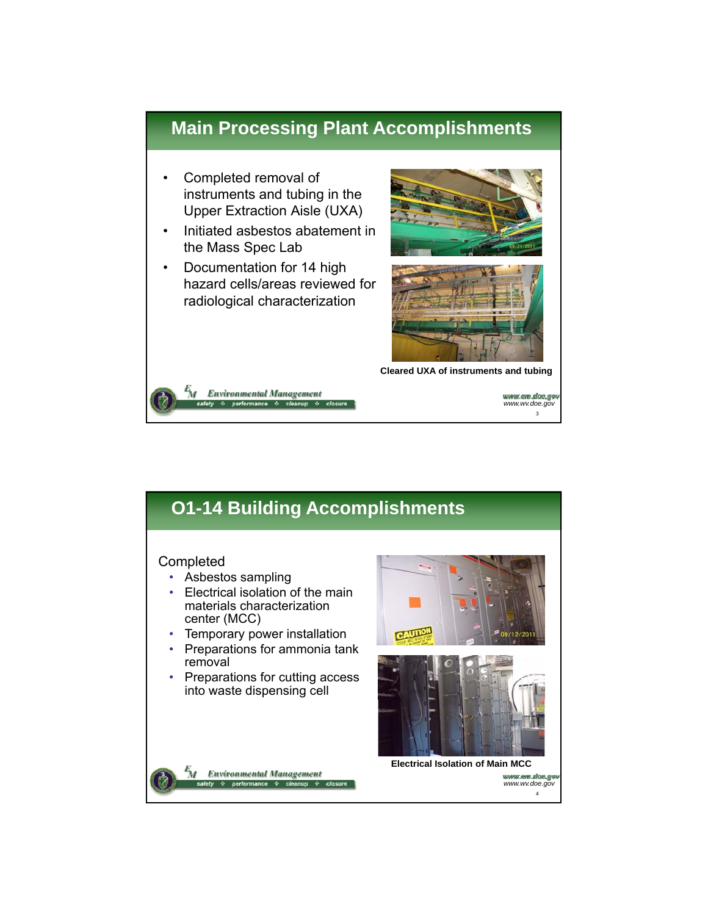## Main Processing Plant Accomplishments

- Completed removal of instruments and tubing in the Upper Extraction Aisle (UXA)
- Initiated asbestos abatement in the Mass Spec Lab
- Documentation for 14 high hazard cells/areas reviewed for radiological characterization

**Cleared UXA of instruments and tubing**

## O1-14 Building Accomplishments

Completed

- Asbestos sampling
- Electrical isolation of the main materials characterization center (MCC)
- Temporary power installation
- Preparations for ammonia tank removal
- Preparations for cutting access into waste dispensing cell

**Electrical Isolation of Main MCC**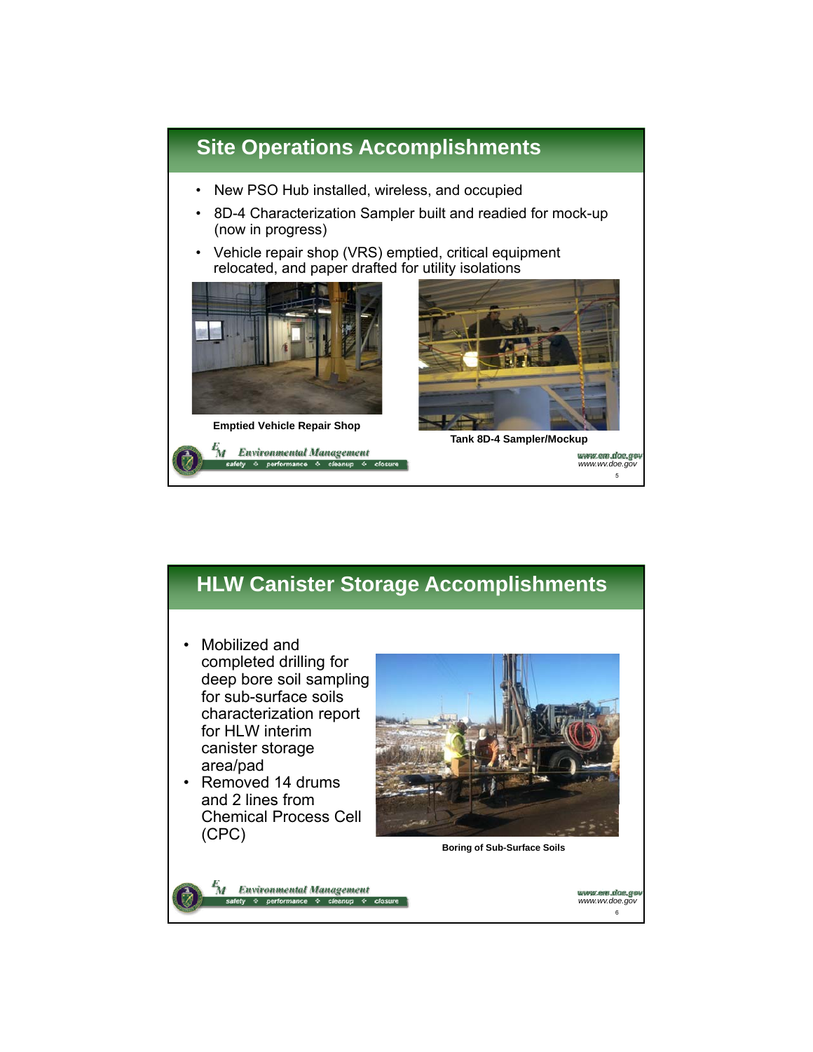## Site Operations Accomplishments

- New PSO Hub installed, wireless, and occupied
- 8D-4 Characterization Sampler built and readied for mock-up (now in progress)
- Vehicle repair shop (VRS) emptied, critical equipment relocated, and paper drafted for utility isolations

Emptied Vehicle Repair Shop

Tank 8D-4 Sampler/Mockup

## HLW Canister Storage Accomplishments

- Mobilized and completed drilling for deep bore soil sampling for sub-surface soils characterization report for HLW interim canister storage area/pad
- Removed 14 drums and 2 lines from Chemical Process Cell (CPC)

Boring of Sub-Surface Soils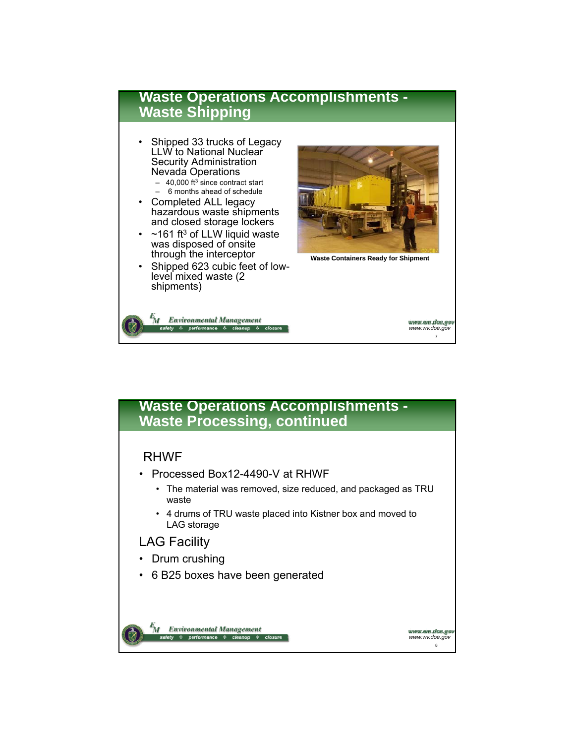## Waste Operations Accomplishments - Waste Shipping

- Shipped 33 trucks of Legacy LLW to National Nuclear Security Administration Nevada Operations
  - 40,000 $ft^3$ since contract start
  - 6 months ahead of schedule
- Completed ALL legacy hazardous waste shipments and closed storage lockers
- ~161 $ft^3$ of LLW liquid waste was disposed of onsite through the interceptor
- Shipped 623 cubic feet of low-level mixed waste (2 shipments)

**Waste Containers Ready for Shipment**

## Waste Operations Accomplishments - Waste Processing, continued

### RHWF

- Processed Box12-4490-V at RHWF
  - The material was removed, size reduced, and packaged as TRU waste
  - 4 drums of TRU waste placed into Kistner box and moved to LAG storage

### LAG Facility

- Drum crushing
- 6 B25 boxes have been generated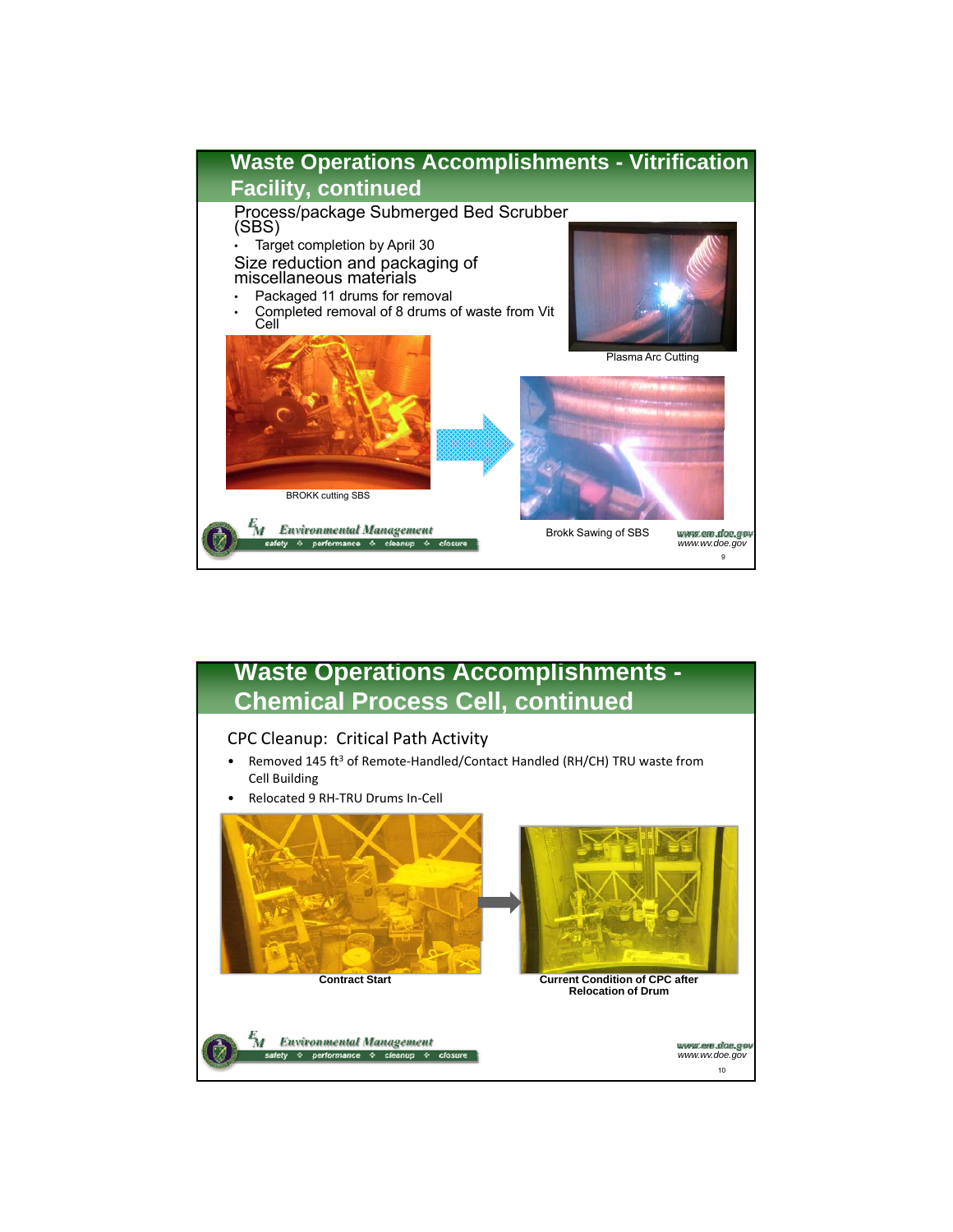## Waste Operations Accomplishments - Vitrification Facility, continued

Process/package Submerged Bed Scrubber (SBS)

- Target completion by April 30

Size reduction and packaging of miscellaneous materials

- Packaged 11 drums for removal
- Completed removal of 8 drums of waste from Vit Cell

Plasma Arc Cutting

BROKK cutting SBS

Brokk Sawing of SBS

## Waste Operations Accomplishments - Chemical Process Cell, continued

CPC Cleanup: Critical Path Activity

- Removed 145 $ft^3$ of Remote-Handled/Contact Handled (RH/CH) TRU waste from Cell Building
- Relocated 9 RH-TRU Drums In-Cell

**Contract Start**

**Current Condition of CPC after Relocation of Drum**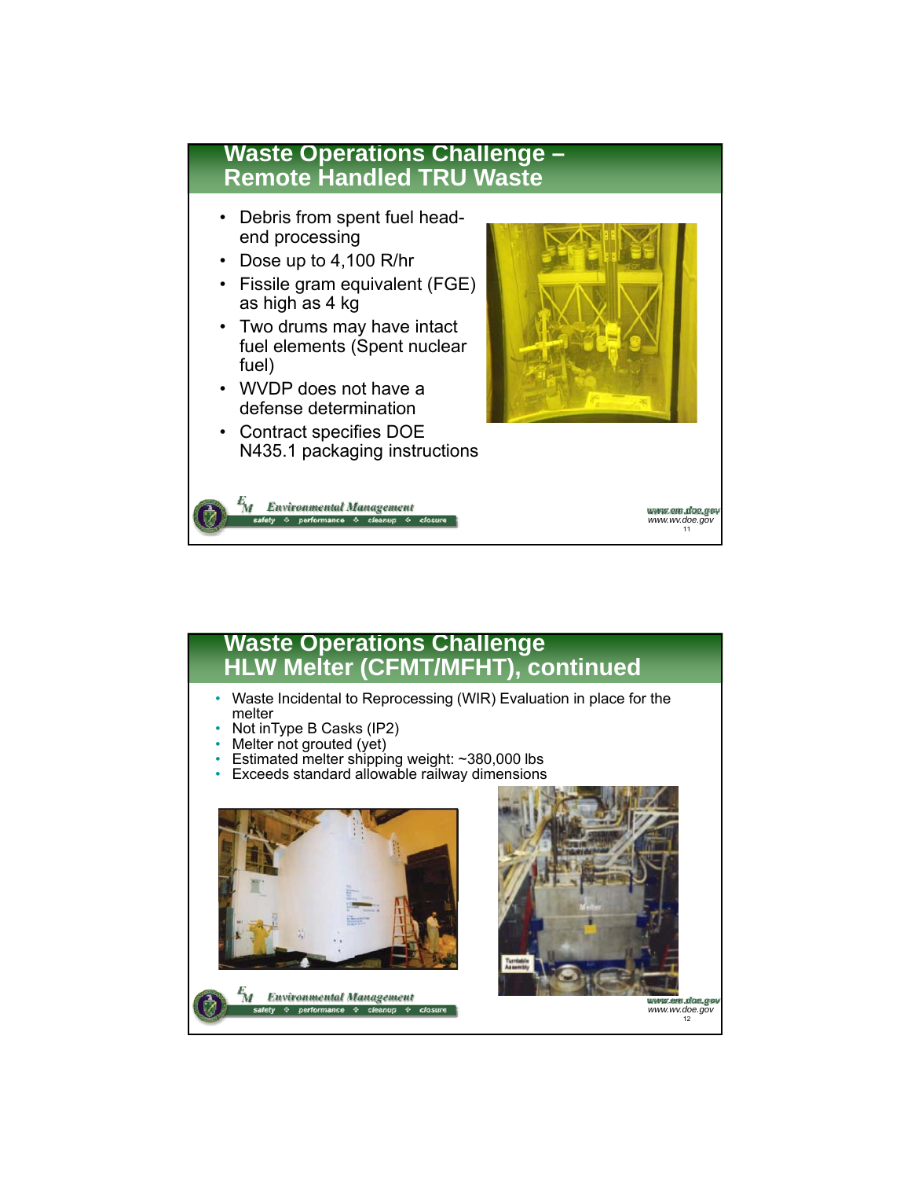## Waste Operations Challenge – Remote Handled TRU Waste

- Debris from spent fuel head-end processing
- Dose up to 4,100 R/hr
- Fissile gram equivalent (FGE) as high as 4 kg
- Two drums may have intact fuel elements (Spent nuclear fuel)
- WVDP does not have a defense determination
- Contract specifies DOE N435.1 packaging instructions

## Waste Operations Challenge HLW Melter (CFMT/MFHT), continued

- Waste Incidental to Reprocessing (WIR) Evaluation in place for the melter
- Not inType B Casks (IP2)
- Melter not grouted (yet)
- Estimated melter shipping weight: ~380,000 lbs
- Exceeds standard allowable railway dimensions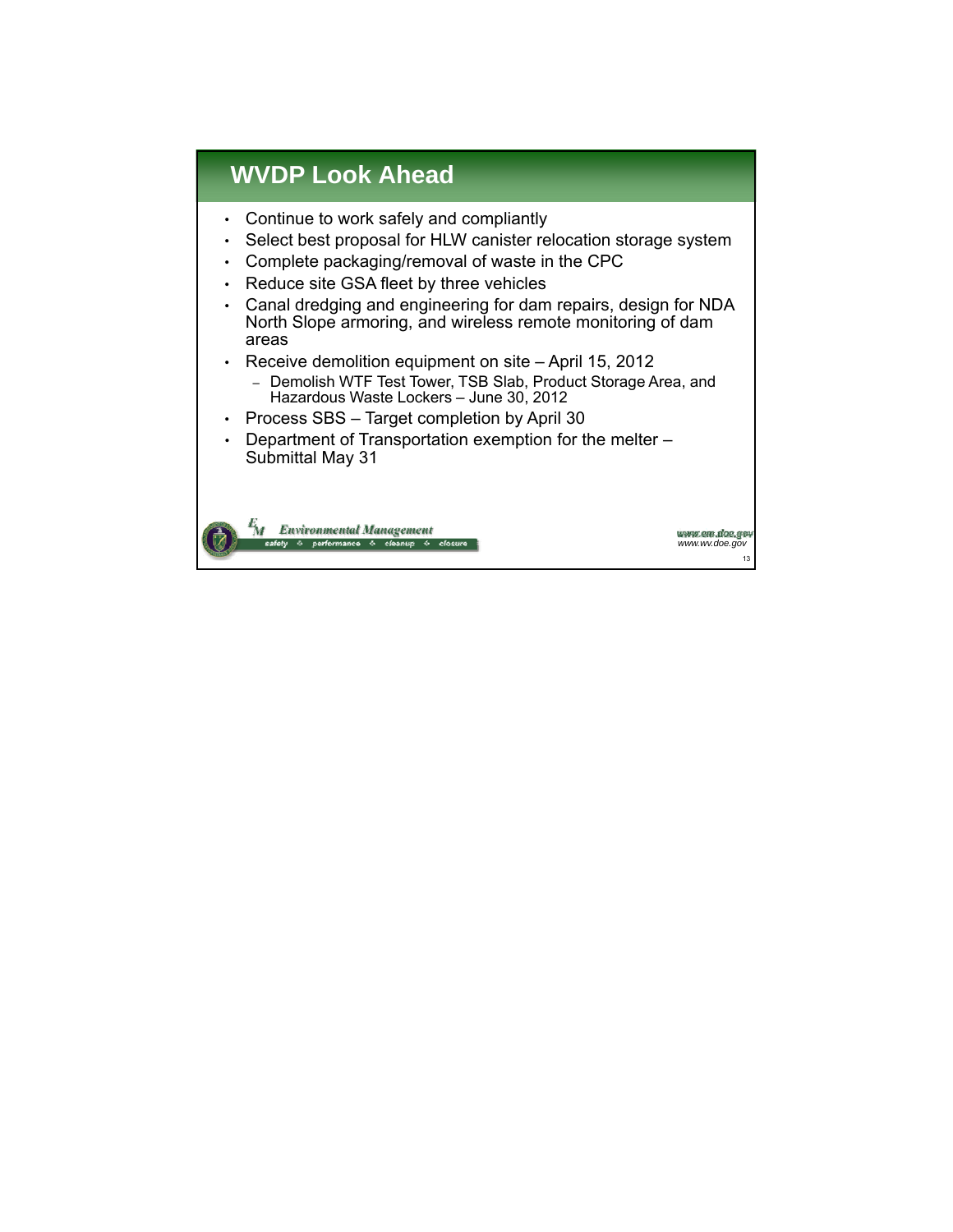# WVDP Look Ahead

- Continue to work safely and compliantly
- Select best proposal for HLW canister relocation storage system
- Complete packaging/removal of waste in the CPC
- Reduce site GSA fleet by three vehicles
- Canal dredging and engineering for dam repairs, design for NDA North Slope armoring, and wireless remote monitoring of dam areas
- Receive demolition equipment on site – April 15, 2012
  - Demolish WTF Test Tower, TSB Slab, Product Storage Area, and Hazardous Waste Lockers – June 30, 2012
- Process SBS – Target completion by April 30
- Department of Transportation exemption for the melter – Submittal May 31